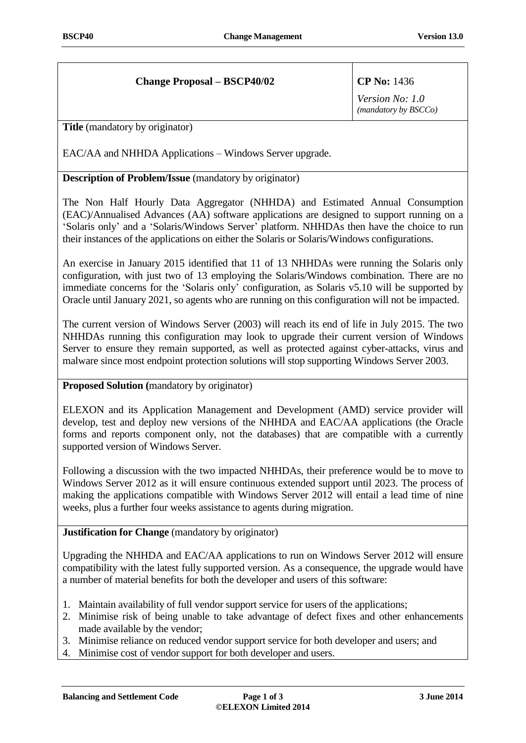| **Change Proposal – BSCP40/02** | **CP No:** 1436<br>*Version No: 1.0*<br>*(mandatory by BSCCo)* |
|---|---|

**Title** (mandatory by originator)

EAC/AA and NHHDA Applications – Windows Server upgrade.

**Description of Problem/Issue** (mandatory by originator)

The Non Half Hourly Data Aggregator (NHHDA) and Estimated Annual Consumption (EAC)/Annualised Advances (AA) software applications are designed to support running on a 'Solaris only' and a 'Solaris/Windows Server' platform. NHHDAs then have the choice to run their instances of the applications on either the Solaris or Solaris/Windows configurations.

An exercise in January 2015 identified that 11 of 13 NHHDAs were running the Solaris only configuration, with just two of 13 employing the Solaris/Windows combination. There are no immediate concerns for the 'Solaris only' configuration, as Solaris v5.10 will be supported by Oracle until January 2021, so agents who are running on this configuration will not be impacted.

The current version of Windows Server (2003) will reach its end of life in July 2015. The two NHHDAs running this configuration may look to upgrade their current version of Windows Server to ensure they remain supported, as well as protected against cyber-attacks, virus and malware since most endpoint protection solutions will stop supporting Windows Server 2003.

**Proposed Solution (**mandatory by originator)

ELEXON and its Application Management and Development (AMD) service provider will develop, test and deploy new versions of the NHHDA and EAC/AA applications (the Oracle forms and reports component only, not the databases) that are compatible with a currently supported version of Windows Server.

Following a discussion with the two impacted NHHDAs, their preference would be to move to Windows Server 2012 as it will ensure continuous extended support until 2023. The process of making the applications compatible with Windows Server 2012 will entail a lead time of nine weeks, plus a further four weeks assistance to agents during migration.

**Justification for Change** (mandatory by originator)

Upgrading the NHHDA and EAC/AA applications to run on Windows Server 2012 will ensure compatibility with the latest fully supported version. As a consequence, the upgrade would have a number of material benefits for both the developer and users of this software:

1. Maintain availability of full vendor support service for users of the applications;
2. Minimise risk of being unable to take advantage of defect fixes and other enhancements made available by the vendor;
3. Minimise reliance on reduced vendor support service for both developer and users; and
4. Minimise cost of vendor support for both developer and users.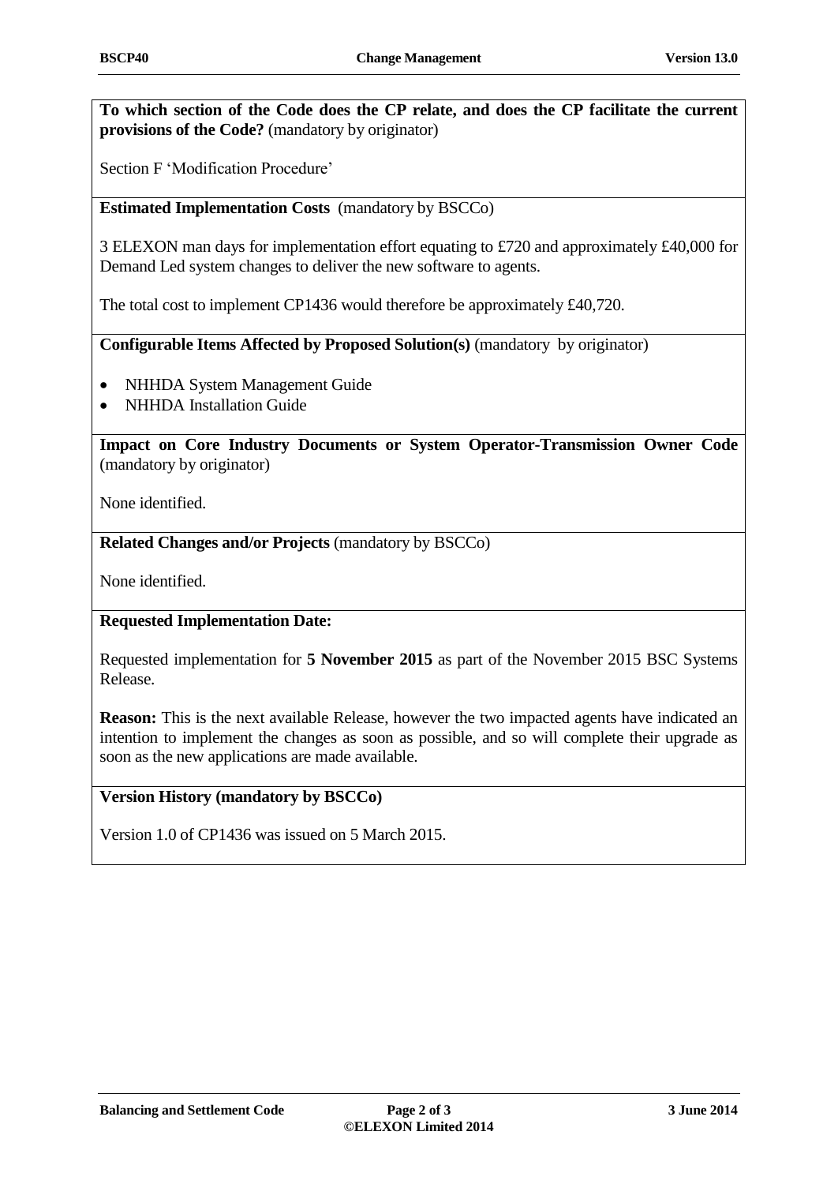**To which section of the Code does the CP relate, and does the CP facilitate the current provisions of the Code?** (mandatory by originator)

Section F 'Modification Procedure'

**Estimated Implementation Costs** (mandatory by BSCCo)

3 ELEXON man days for implementation effort equating to £720 and approximately £40,000 for Demand Led system changes to deliver the new software to agents.

The total cost to implement CP1436 would therefore be approximately £40,720.

**Configurable Items Affected by Proposed Solution(s)** (mandatory by originator)

- NHHDA System Management Guide
- NHHDA Installation Guide

**Impact on Core Industry Documents or System Operator-Transmission Owner Code** (mandatory by originator)

None identified.

**Related Changes and/or Projects** (mandatory by BSCCo)

None identified.

**Requested Implementation Date:**

Requested implementation for **5 November 2015** as part of the November 2015 BSC Systems Release.

**Reason:** This is the next available Release, however the two impacted agents have indicated an intention to implement the changes as soon as possible, and so will complete their upgrade as soon as the new applications are made available.

**Version History (mandatory by BSCCo)**

Version 1.0 of CP1436 was issued on 5 March 2015.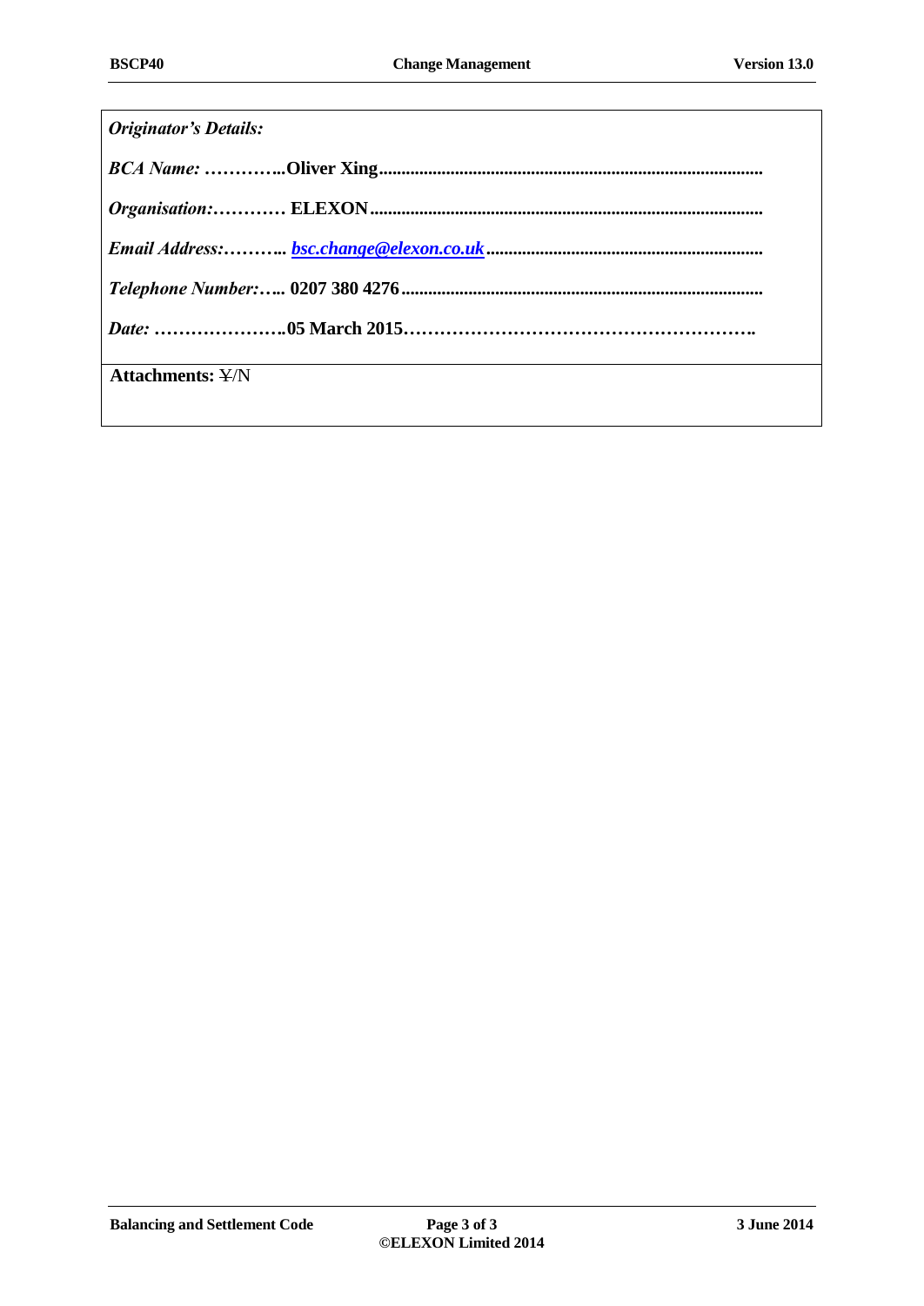***Originator's Details:***

***BCA Name:*** **…………..Oliver Xing.......................................................................................**

***Organisation:*** **………… ELEXON.........................................................................................**

***Email Address:*** **……….. [bsc.change@elexon.co.uk](mailto:bsc.change@elexon.co.uk)..............................................................**

***Telephone Number:*** **….. 0207 380 4276..................................................................................**

***Date:*** **………………….05 March 2015……………………………………………….**

**Attachments:** ~~Y~~/N